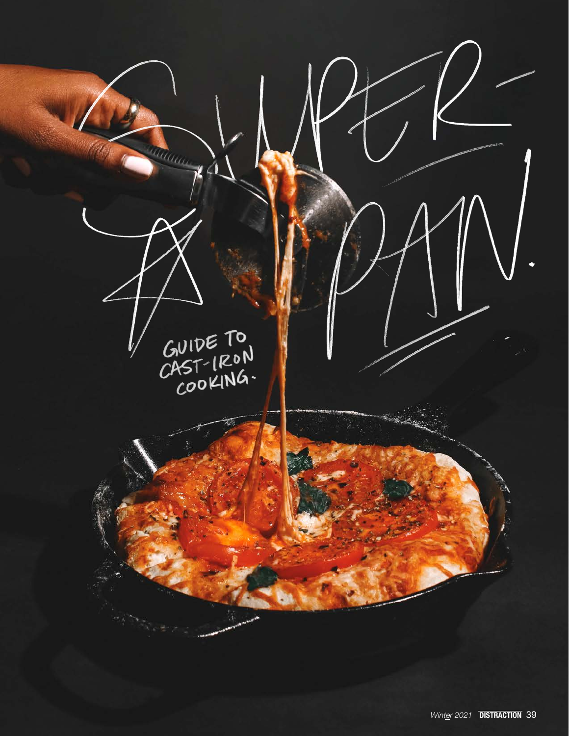# SUPER-PAN.

GUIDE TO CAST-IRON COOKING.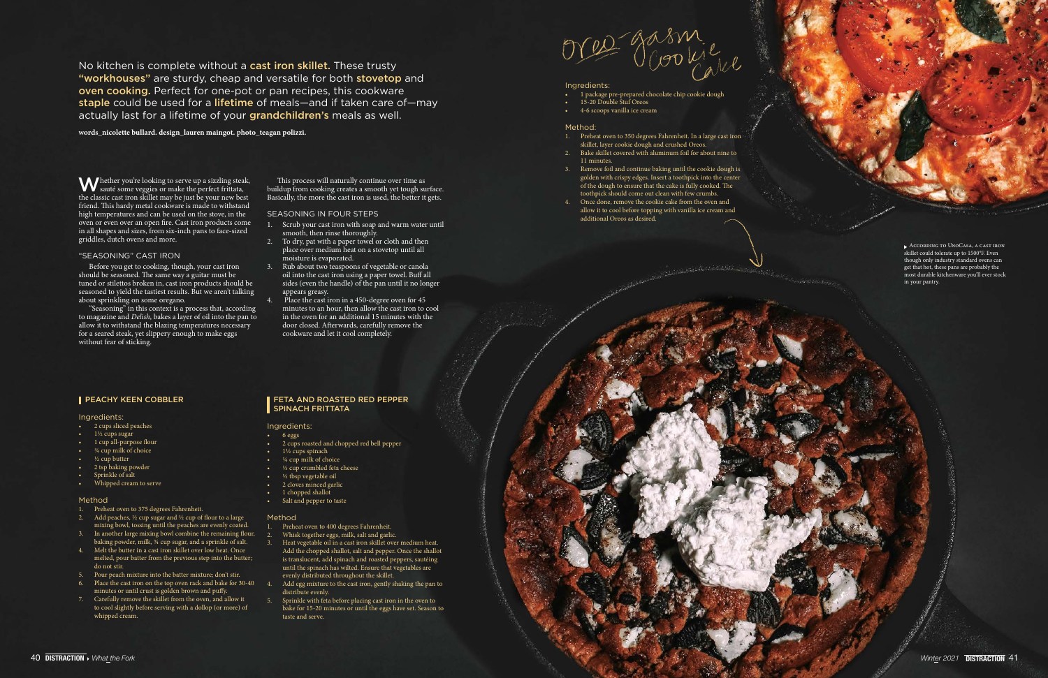No kitchen is complete without a **cast iron skillet.** These trusty **"workhouses"** are sturdy, cheap and versatile for both **stovetop** and **oven cooking.** Perfect for one-pot or pan recipes, this cookware **staple** could be used for a **lifetime** of meals—and if taken care of—may actually last for a lifetime of your **grandchildren's** meals as well.

**words_nicolette bullard. design_lauren maingot. photo_teagan polizzi.**

Whether you're looking to serve up a sizzling steak, sauté some veggies or make the perfect frittata, the classic cast iron skillet may be just be your new best friend. This hardy metal cookware is made to withstand high temperatures and can be used on the stove, in the oven or even over an open fire. Cast iron products come in all shapes and sizes, from six-inch pans to face-sized griddles, dutch ovens and more.

## "SEASONING" CAST IRON

Before you get to cooking, though, your cast iron should be seasoned. The same way a guitar must be tuned or stilettos broken in, cast iron products should be seasoned to yield the tastiest results. But we aren't talking about sprinkling on some oregano.

"Seasoning" in this context is a process that, according to magazine and *Delish*, bakes a layer of oil into the pan to allow it to withstand the blazing temperatures necessary for a seared steak, yet slippery enough to make eggs without fear of sticking.

This process will naturally continue over time as buildup from cooking creates a smooth yet tough surface. Basically, the more the cast iron is used, the better it gets.

## SEASONING IN FOUR STEPS

1. Scrub your cast iron with soap and warm water until smooth, then rinse thoroughly.
2. To dry, pat with a paper towel or cloth and then place over medium heat on a stovetop until all moisture is evaporated.
3. Rub about two teaspoons of vegetable or canola oil into the cast iron using a paper towel. Buff all sides (even the handle) of the pan until it no longer appears greasy.
4. Place the cast iron in a 450-degree oven for 45 minutes to an hour, then allow the cast iron to cool in the oven for an additional 15 minutes with the door closed. Afterwards, carefully remove the cookware and let it cool completely.

## PEACHY KEEN COBBLER

### Ingredients:

- 2 cups sliced peaches
- 1½ cups sugar
- 1 cup all-purpose flour
- ¾ cup milk of choice
- ½ cup butter
- 2 tsp baking powder
- Sprinkle of salt
- Whipped cream to serve

### Method

1. Preheat oven to 375 degrees Fahrenheit.
2. Add peaches, ½ cup sugar and ½ cup of flour to a large mixing bowl, tossing until the peaches are evenly coated.
3. In another large mixing bowl combine the remaining flour, baking powder, milk, ¾ cup sugar, and a sprinkle of salt.
4. Melt the butter in a cast iron skillet over low heat. Once melted, pour batter from the previous step into the butter; do not stir.
5. Pour peach mixture into the batter mixture; don't stir.
6. Place the cast iron on the top oven rack and bake for 30-40 minutes or until crust is golden brown and puffy.
7. Carefully remove the skillet from the oven, and allow it to cool slightly before serving with a dollop (or more) of whipped cream.

## FETA AND ROASTED RED PEPPER SPINACH FRITTATA

### Ingredients:

- 6 eggs
- 2 cups roasted and chopped red bell pepper
- 1½ cups spinach
- ¼ cup milk of choice
- ⅓ cup crumbled feta cheese
- ½ tbsp vegetable oil
- 2 cloves minced garlic
- 1 chopped shallot
- Salt and pepper to taste

### Method

1. Preheat oven to 400 degrees Fahrenheit.
2. Whisk together eggs, milk, salt and garlic.
3. Heat vegetable oil in a cast iron skillet over medium heat. Add the chopped shallot, salt and pepper. Once the shallot is translucent, add spinach and roasted peppers, sautéing until the spinach has wilted. Ensure that vegetables are evenly distributed throughout the skillet.
4. Add egg mixture to the cast iron, gently shaking the pan to distribute evenly.
5. Sprinkle with feta before placing cast iron in the oven to bake for 15-20 minutes or until the eggs have set. Season to taste and serve.

## Oreo-gasm Cookie Cake

### Ingredients:

- 1 package pre-prepared chocolate chip cookie dough
- 15-20 Double Stuf Oreos
- 4-6 scoops vanilla ice cream

### Method:

1. Preheat oven to 350 degrees Fahrenheit. In a large cast iron skillet, layer cookie dough and crushed Oreos.
2. Bake skillet covered with aluminum foil for about nine to 11 minutes.
3. Remove foil and continue baking until the cookie dough is golden with crispy edges. Insert a toothpick into the center of the dough to ensure that the cake is fully cooked. The toothpick should come out clean with few crumbs.
4. Once done, remove the cookie cake from the oven and allow it to cool before topping with vanilla ice cream and additional Oreos as desired.

According to UnoCasa, a cast iron skillet could tolerate up to 1500°F. Even though only industry standard ovens can get that hot, these pans are probably the most durable kitchenware you'll ever stock in your pantry.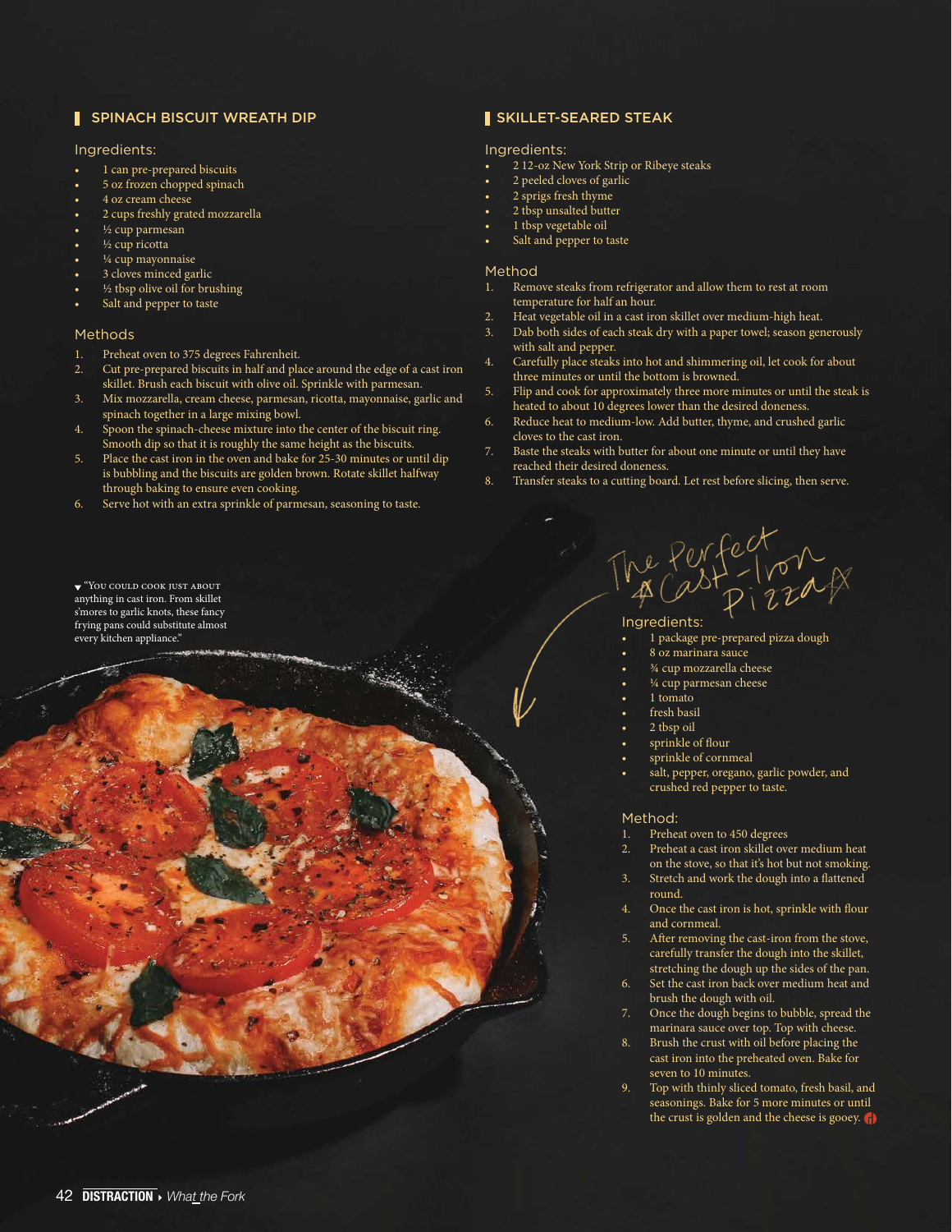## SPINACH BISCUIT WREATH DIP

### Ingredients:

- 1 can pre-prepared biscuits
- 5 oz frozen chopped spinach
- 4 oz cream cheese
- 2 cups freshly grated mozzarella
- ½ cup parmesan
- ½ cup ricotta
- ¼ cup mayonnaise
- 3 cloves minced garlic
- ½ tbsp olive oil for brushing
- Salt and pepper to taste

### Methods

1. Preheat oven to 375 degrees Fahrenheit.
2. Cut pre-prepared biscuits in half and place around the edge of a cast iron skillet. Brush each biscuit with olive oil. Sprinkle with parmesan.
3. Mix mozzarella, cream cheese, parmesan, ricotta, mayonnaise, garlic and spinach together in a large mixing bowl.
4. Spoon the spinach-cheese mixture into the center of the biscuit ring. Smooth dip so that it is roughly the same height as the biscuits.
5. Place the cast iron in the oven and bake for 25-30 minutes or until dip is bubbling and the biscuits are golden brown. Rotate skillet halfway through baking to ensure even cooking.
6. Serve hot with an extra sprinkle of parmesan, seasoning to taste.

"You could cook just about anything in cast iron. From skillet s'mores to garlic knots, these fancy frying pans could substitute almost every kitchen appliance."

## SKILLET-SEARED STEAK

### Ingredients:

- 2 12-oz New York Strip or Ribeye steaks
- 2 peeled cloves of garlic
- 2 sprigs fresh thyme
- 2 tbsp unsalted butter
- 1 tbsp vegetable oil
- Salt and pepper to taste

### Method

1. Remove steaks from refrigerator and allow them to rest at room temperature for half an hour.
2. Heat vegetable oil in a cast iron skillet over medium-high heat.
3. Dab both sides of each steak dry with a paper towel; season generously with salt and pepper.
4. Carefully place steaks into hot and shimmering oil, let cook for about three minutes or until the bottom is browned.
5. Flip and cook for approximately three more minutes or until the steak is heated to about 10 degrees lower than the desired doneness.
6. Reduce heat to medium-low. Add butter, thyme, and crushed garlic cloves to the cast iron.
7. Baste the steaks with butter for about one minute or until they have reached their desired doneness.
8. Transfer steaks to a cutting board. Let rest before slicing, then serve.

## The Perfect Cast-Iron Pizza

### Ingredients:

- 1 package pre-prepared pizza dough
- 8 oz marinara sauce
- ¾ cup mozzarella cheese
- ¼ cup parmesan cheese
- 1 tomato
- fresh basil
- 2 tbsp oil
- sprinkle of flour
- sprinkle of cornmeal
- salt, pepper, oregano, garlic powder, and crushed red pepper to taste.

### Method:

1. Preheat oven to 450 degrees
2. Preheat a cast iron skillet over medium heat on the stove, so that it's hot but not smoking.
3. Stretch and work the dough into a flattened round.
4. Once the cast iron is hot, sprinkle with flour and cornmeal.
5. After removing the cast-iron from the stove, carefully transfer the dough into the skillet, stretching the dough up the sides of the pan.
6. Set the cast iron back over medium heat and brush the dough with oil.
7. Once the dough begins to bubble, spread the marinara sauce over top. Top with cheese.
8. Brush the crust with oil before placing the cast iron into the preheated oven. Bake for seven to 10 minutes.
9. Top with thinly sliced tomato, fresh basil, and seasonings. Bake for 5 more minutes or until the crust is golden and the cheese is gooey.